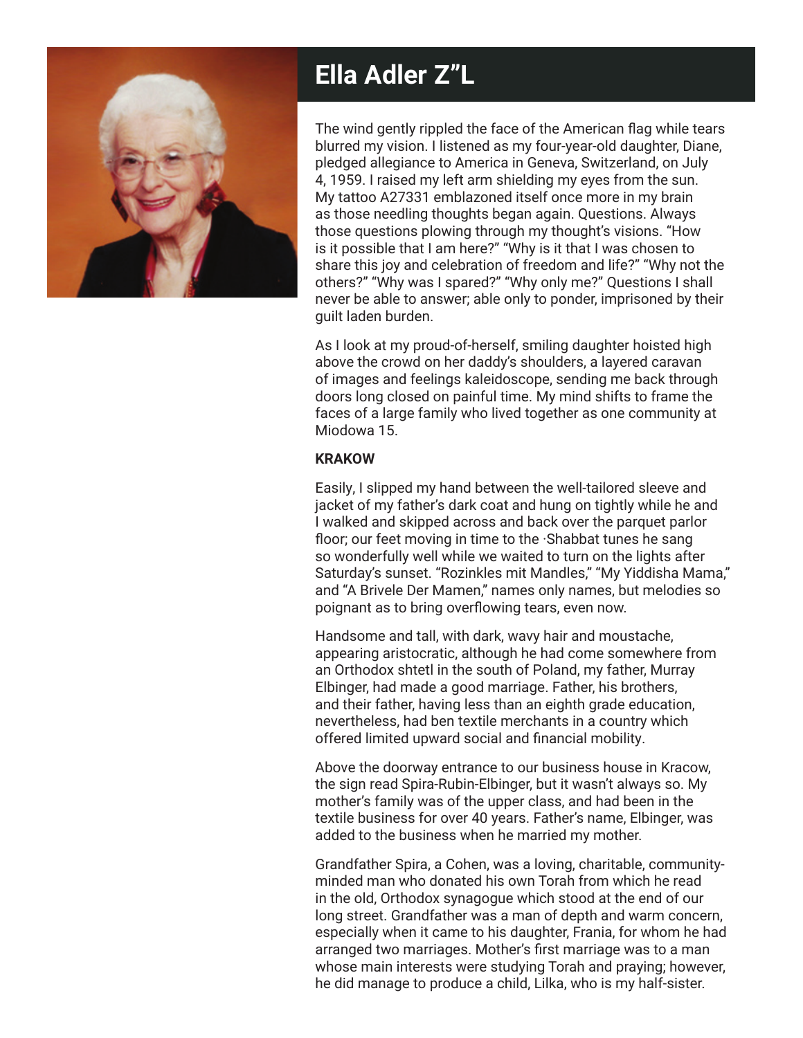# Ella Adler Z"L

The wind gently rippled the face of the American flag while tears blurred my vision. I listened as my four-year-old daughter, Diane, pledged allegiance to America in Geneva, Switzerland, on July 4, 1959. I raised my left arm shielding my eyes from the sun. My tattoo A27331 emblazoned itself once more in my brain as those needling thoughts began again. Questions. Always those questions plowing through my thought's visions. "How is it possible that I am here?" "Why is it that I was chosen to share this joy and celebration of freedom and life?" "Why not the others?" "Why was I spared?" "Why only me?" Questions I shall never be able to answer; able only to ponder, imprisoned by their guilt laden burden.

As I look at my proud-of-herself, smiling daughter hoisted high above the crowd on her daddy's shoulders, a layered caravan of images and feelings kaleidoscope, sending me back through doors long closed on painful time. My mind shifts to frame the faces of a large family who lived together as one community at Miodowa 15.

**KRAKOW**

Easily, I slipped my hand between the well-tailored sleeve and jacket of my father's dark coat and hung on tightly while he and I walked and skipped across and back over the parquet parlor floor; our feet moving in time to the ·Shabbat tunes he sang so wonderfully well while we waited to turn on the lights after Saturday's sunset. "Rozinkles mit Mandles," "My Yiddisha Mama," and "A Brivele Der Mamen," names only names, but melodies so poignant as to bring overflowing tears, even now.

Handsome and tall, with dark, wavy hair and moustache, appearing aristocratic, although he had come somewhere from an Orthodox shtetl in the south of Poland, my father, Murray Elbinger, had made a good marriage. Father, his brothers, and their father, having less than an eighth grade education, nevertheless, had ben textile merchants in a country which offered limited upward social and financial mobility.

Above the doorway entrance to our business house in Kracow, the sign read Spira-Rubin-Elbinger, but it wasn't always so. My mother's family was of the upper class, and had been in the textile business for over 40 years. Father's name, Elbinger, was added to the business when he married my mother.

Grandfather Spira, a Cohen, was a loving, charitable, community-minded man who donated his own Torah from which he read in the old, Orthodox synagogue which stood at the end of our long street. Grandfather was a man of depth and warm concern, especially when it came to his daughter, Frania, for whom he had arranged two marriages. Mother's first marriage was to a man whose main interests were studying Torah and praying; however, he did manage to produce a child, Lilka, who is my half-sister.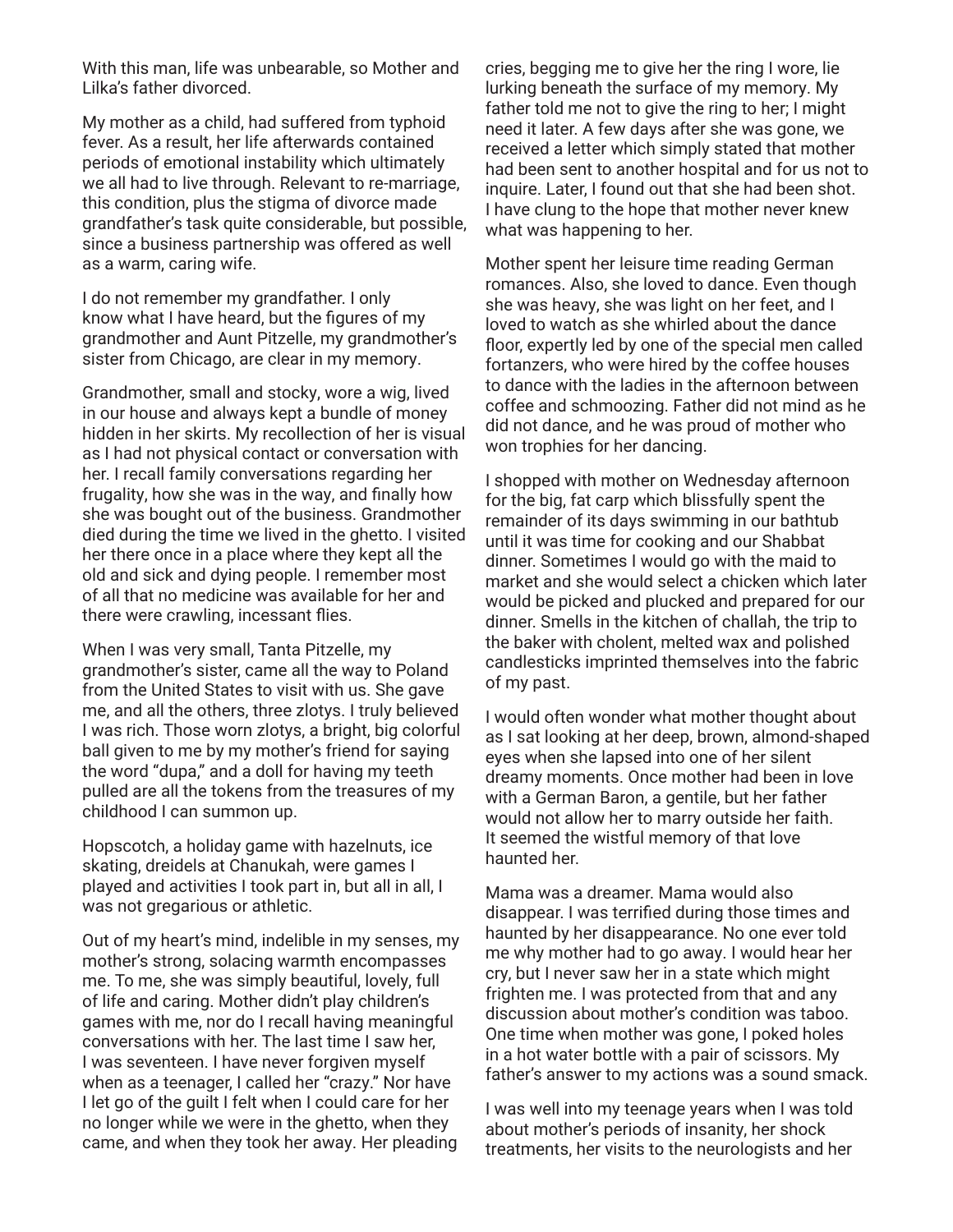With this man, life was unbearable, so Mother and Lilka's father divorced.

My mother as a child, had suffered from typhoid fever. As a result, her life afterwards contained periods of emotional instability which ultimately we all had to live through. Relevant to re-marriage, this condition, plus the stigma of divorce made grandfather's task quite considerable, but possible, since a business partnership was offered as well as a warm, caring wife.

I do not remember my grandfather. I only know what I have heard, but the figures of my grandmother and Aunt Pitzelle, my grandmother's sister from Chicago, are clear in my memory.

Grandmother, small and stocky, wore a wig, lived in our house and always kept a bundle of money hidden in her skirts. My recollection of her is visual as I had not physical contact or conversation with her. I recall family conversations regarding her frugality, how she was in the way, and finally how she was bought out of the business. Grandmother died during the time we lived in the ghetto. I visited her there once in a place where they kept all the old and sick and dying people. I remember most of all that no medicine was available for her and there were crawling, incessant flies.

When I was very small, Tanta Pitzelle, my grandmother's sister, came all the way to Poland from the United States to visit with us. She gave me, and all the others, three zlotys. I truly believed I was rich. Those worn zlotys, a bright, big colorful ball given to me by my mother's friend for saying the word "dupa," and a doll for having my teeth pulled are all the tokens from the treasures of my childhood I can summon up.

Hopscotch, a holiday game with hazelnuts, ice skating, dreidels at Chanukah, were games I played and activities I took part in, but all in all, I was not gregarious or athletic.

Out of my heart's mind, indelible in my senses, my mother's strong, solacing warmth encompasses me. To me, she was simply beautiful, lovely, full of life and caring. Mother didn't play children's games with me, nor do I recall having meaningful conversations with her. The last time I saw her, I was seventeen. I have never forgiven myself when as a teenager, I called her "crazy." Nor have I let go of the guilt I felt when I could care for her no longer while we were in the ghetto, when they came, and when they took her away. Her pleading cries, begging me to give her the ring I wore, lie lurking beneath the surface of my memory. My father told me not to give the ring to her; I might need it later. A few days after she was gone, we received a letter which simply stated that mother had been sent to another hospital and for us not to inquire. Later, I found out that she had been shot. I have clung to the hope that mother never knew what was happening to her.

Mother spent her leisure time reading German romances. Also, she loved to dance. Even though she was heavy, she was light on her feet, and I loved to watch as she whirled about the dance floor, expertly led by one of the special men called fortanzers, who were hired by the coffee houses to dance with the ladies in the afternoon between coffee and schmoozing. Father did not mind as he did not dance, and he was proud of mother who won trophies for her dancing.

I shopped with mother on Wednesday afternoon for the big, fat carp which blissfully spent the remainder of its days swimming in our bathtub until it was time for cooking and our Shabbat dinner. Sometimes I would go with the maid to market and she would select a chicken which later would be picked and plucked and prepared for our dinner. Smells in the kitchen of challah, the trip to the baker with cholent, melted wax and polished candlesticks imprinted themselves into the fabric of my past.

I would often wonder what mother thought about as I sat looking at her deep, brown, almond-shaped eyes when she lapsed into one of her silent dreamy moments. Once mother had been in love with a German Baron, a gentile, but her father would not allow her to marry outside her faith. It seemed the wistful memory of that love haunted her.

Mama was a dreamer. Mama would also disappear. I was terrified during those times and haunted by her disappearance. No one ever told me why mother had to go away. I would hear her cry, but I never saw her in a state which might frighten me. I was protected from that and any discussion about mother's condition was taboo. One time when mother was gone, I poked holes in a hot water bottle with a pair of scissors. My father's answer to my actions was a sound smack.

I was well into my teenage years when I was told about mother's periods of insanity, her shock treatments, her visits to the neurologists and her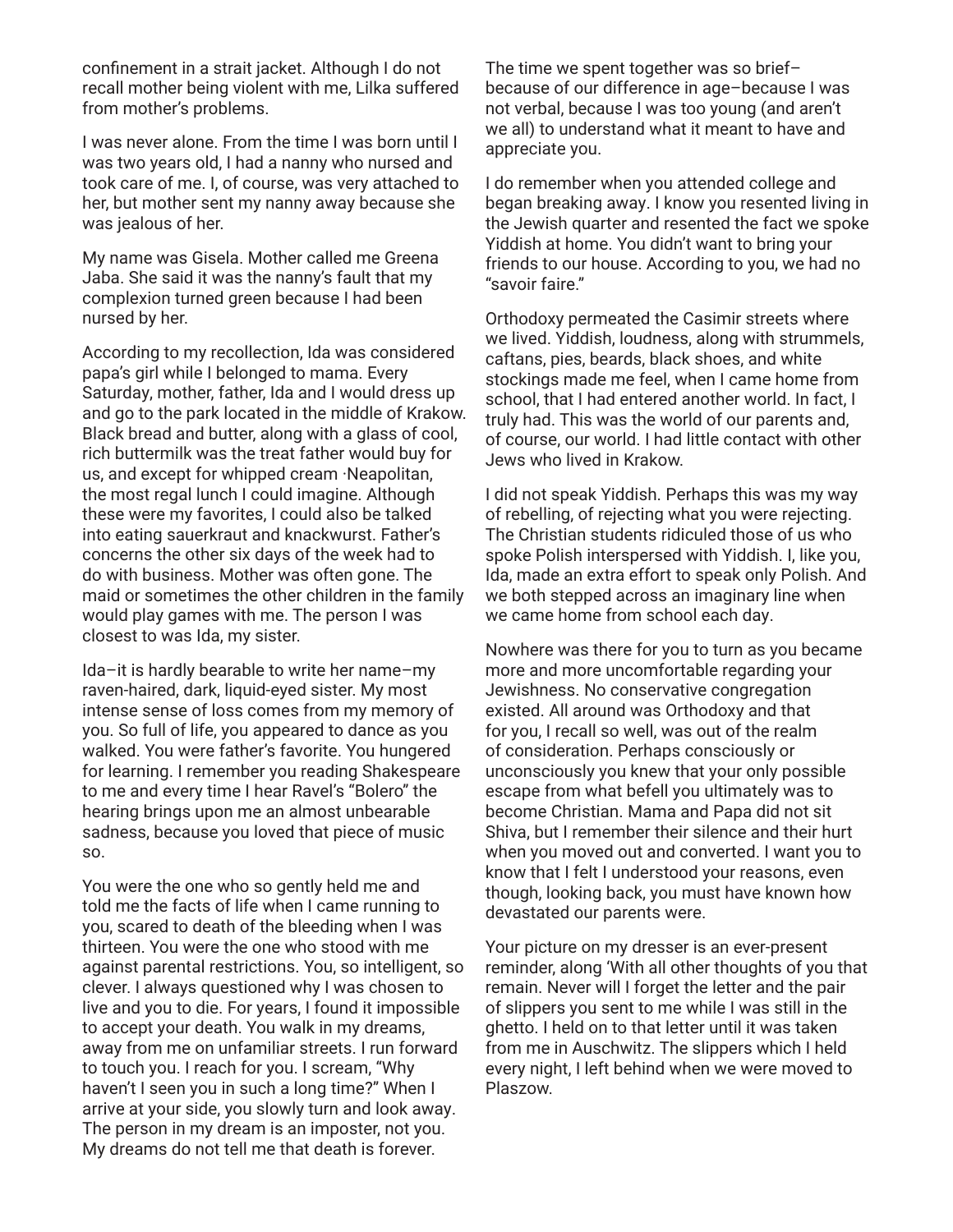confinement in a strait jacket. Although I do not recall mother being violent with me, Lilka suffered from mother's problems.

I was never alone. From the time I was born until I was two years old, I had a nanny who nursed and took care of me. I, of course, was very attached to her, but mother sent my nanny away because she was jealous of her.

My name was Gisela. Mother called me Greena Jaba. She said it was the nanny's fault that my complexion turned green because I had been nursed by her.

According to my recollection, Ida was considered papa's girl while I belonged to mama. Every Saturday, mother, father, Ida and I would dress up and go to the park located in the middle of Krakow. Black bread and butter, along with a glass of cool, rich buttermilk was the treat father would buy for us, and except for whipped cream ·Neapolitan, the most regal lunch I could imagine. Although these were my favorites, I could also be talked into eating sauerkraut and knackwurst. Father's concerns the other six days of the week had to do with business. Mother was often gone. The maid or sometimes the other children in the family would play games with me. The person I was closest to was Ida, my sister.

Ida–it is hardly bearable to write her name–my raven-haired, dark, liquid-eyed sister. My most intense sense of loss comes from my memory of you. So full of life, you appeared to dance as you walked. You were father's favorite. You hungered for learning. I remember you reading Shakespeare to me and every time I hear Ravel's "Bolero" the hearing brings upon me an almost unbearable sadness, because you loved that piece of music so.

You were the one who so gently held me and told me the facts of life when I came running to you, scared to death of the bleeding when I was thirteen. You were the one who stood with me against parental restrictions. You, so intelligent, so clever. I always questioned why I was chosen to live and you to die. For years, I found it impossible to accept your death. You walk in my dreams, away from me on unfamiliar streets. I run forward to touch you. I reach for you. I scream, "Why haven't I seen you in such a long time?" When I arrive at your side, you slowly turn and look away. The person in my dream is an imposter, not you. My dreams do not tell me that death is forever.

The time we spent together was so brief–because of our difference in age–because I was not verbal, because I was too young (and aren't we all) to understand what it meant to have and appreciate you.

I do remember when you attended college and began breaking away. I know you resented living in the Jewish quarter and resented the fact we spoke Yiddish at home. You didn't want to bring your friends to our house. According to you, we had no "savoir faire."

Orthodoxy permeated the Casimir streets where we lived. Yiddish, loudness, along with strummels, caftans, pies, beards, black shoes, and white stockings made me feel, when I came home from school, that I had entered another world. In fact, I truly had. This was the world of our parents and, of course, our world. I had little contact with other Jews who lived in Krakow.

I did not speak Yiddish. Perhaps this was my way of rebelling, of rejecting what you were rejecting. The Christian students ridiculed those of us who spoke Polish interspersed with Yiddish. I, like you, Ida, made an extra effort to speak only Polish. And we both stepped across an imaginary line when we came home from school each day.

Nowhere was there for you to turn as you became more and more uncomfortable regarding your Jewishness. No conservative congregation existed. All around was Orthodoxy and that for you, I recall so well, was out of the realm of consideration. Perhaps consciously or unconsciously you knew that your only possible escape from what befell you ultimately was to become Christian. Mama and Papa did not sit Shiva, but I remember their silence and their hurt when you moved out and converted. I want you to know that I felt I understood your reasons, even though, looking back, you must have known how devastated our parents were.

Your picture on my dresser is an ever-present reminder, along 'With all other thoughts of you that remain. Never will I forget the letter and the pair of slippers you sent to me while I was still in the ghetto. I held on to that letter until it was taken from me in Auschwitz. The slippers which I held every night, I left behind when we were moved to Plaszow.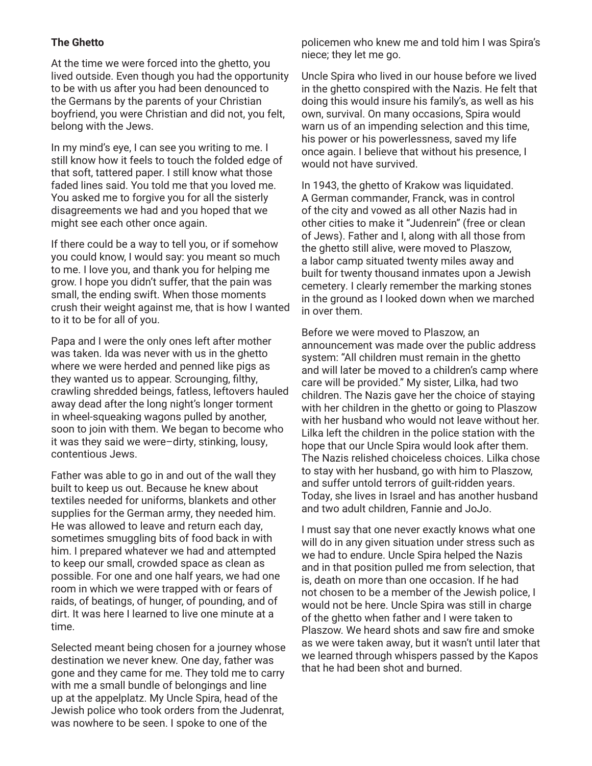**The Ghetto**

At the time we were forced into the ghetto, you lived outside. Even though you had the opportunity to be with us after you had been denounced to the Germans by the parents of your Christian boyfriend, you were Christian and did not, you felt, belong with the Jews.

In my mind's eye, I can see you writing to me. I still know how it feels to touch the folded edge of that soft, tattered paper. I still know what those faded lines said. You told me that you loved me. You asked me to forgive you for all the sisterly disagreements we had and you hoped that we might see each other once again.

If there could be a way to tell you, or if somehow you could know, I would say: you meant so much to me. I love you, and thank you for helping me grow. I hope you didn't suffer, that the pain was small, the ending swift. When those moments crush their weight against me, that is how I wanted to it to be for all of you.

Papa and I were the only ones left after mother was taken. Ida was never with us in the ghetto where we were herded and penned like pigs as they wanted us to appear. Scrounging, filthy, crawling shredded beings, fatless, leftovers hauled away dead after the long night's longer torment in wheel-squeaking wagons pulled by another, soon to join with them. We began to become who it was they said we were–dirty, stinking, lousy, contentious Jews.

Father was able to go in and out of the wall they built to keep us out. Because he knew about textiles needed for uniforms, blankets and other supplies for the German army, they needed him. He was allowed to leave and return each day, sometimes smuggling bits of food back in with him. I prepared whatever we had and attempted to keep our small, crowded space as clean as possible. For one and one half years, we had one room in which we were trapped with or fears of raids, of beatings, of hunger, of pounding, and of dirt. It was here I learned to live one minute at a time.

Selected meant being chosen for a journey whose destination we never knew. One day, father was gone and they came for me. They told me to carry with me a small bundle of belongings and line up at the appelplatz. My Uncle Spira, head of the Jewish police who took orders from the Judenrat, was nowhere to be seen. I spoke to one of the policemen who knew me and told him I was Spira's niece; they let me go.

Uncle Spira who lived in our house before we lived in the ghetto conspired with the Nazis. He felt that doing this would insure his family's, as well as his own, survival. On many occasions, Spira would warn us of an impending selection and this time, his power or his powerlessness, saved my life once again. I believe that without his presence, I would not have survived.

In 1943, the ghetto of Krakow was liquidated. A German commander, Franck, was in control of the city and vowed as all other Nazis had in other cities to make it "Judenrein" (free or clean of Jews). Father and I, along with all those from the ghetto still alive, were moved to Plaszow, a labor camp situated twenty miles away and built for twenty thousand inmates upon a Jewish cemetery. I clearly remember the marking stones in the ground as I looked down when we marched in over them.

Before we were moved to Plaszow, an announcement was made over the public address system: "All children must remain in the ghetto and will later be moved to a children's camp where care will be provided." My sister, Lilka, had two children. The Nazis gave her the choice of staying with her children in the ghetto or going to Plaszow with her husband who would not leave without her. Lilka left the children in the police station with the hope that our Uncle Spira would look after them. The Nazis relished choiceless choices. Lilka chose to stay with her husband, go with him to Plaszow, and suffer untold terrors of guilt-ridden years. Today, she lives in Israel and has another husband and two adult children, Fannie and JoJo.

I must say that one never exactly knows what one will do in any given situation under stress such as we had to endure. Uncle Spira helped the Nazis and in that position pulled me from selection, that is, death on more than one occasion. If he had not chosen to be a member of the Jewish police, I would not be here. Uncle Spira was still in charge of the ghetto when father and I were taken to Plaszow. We heard shots and saw fire and smoke as we were taken away, but it wasn't until later that we learned through whispers passed by the Kapos that he had been shot and burned.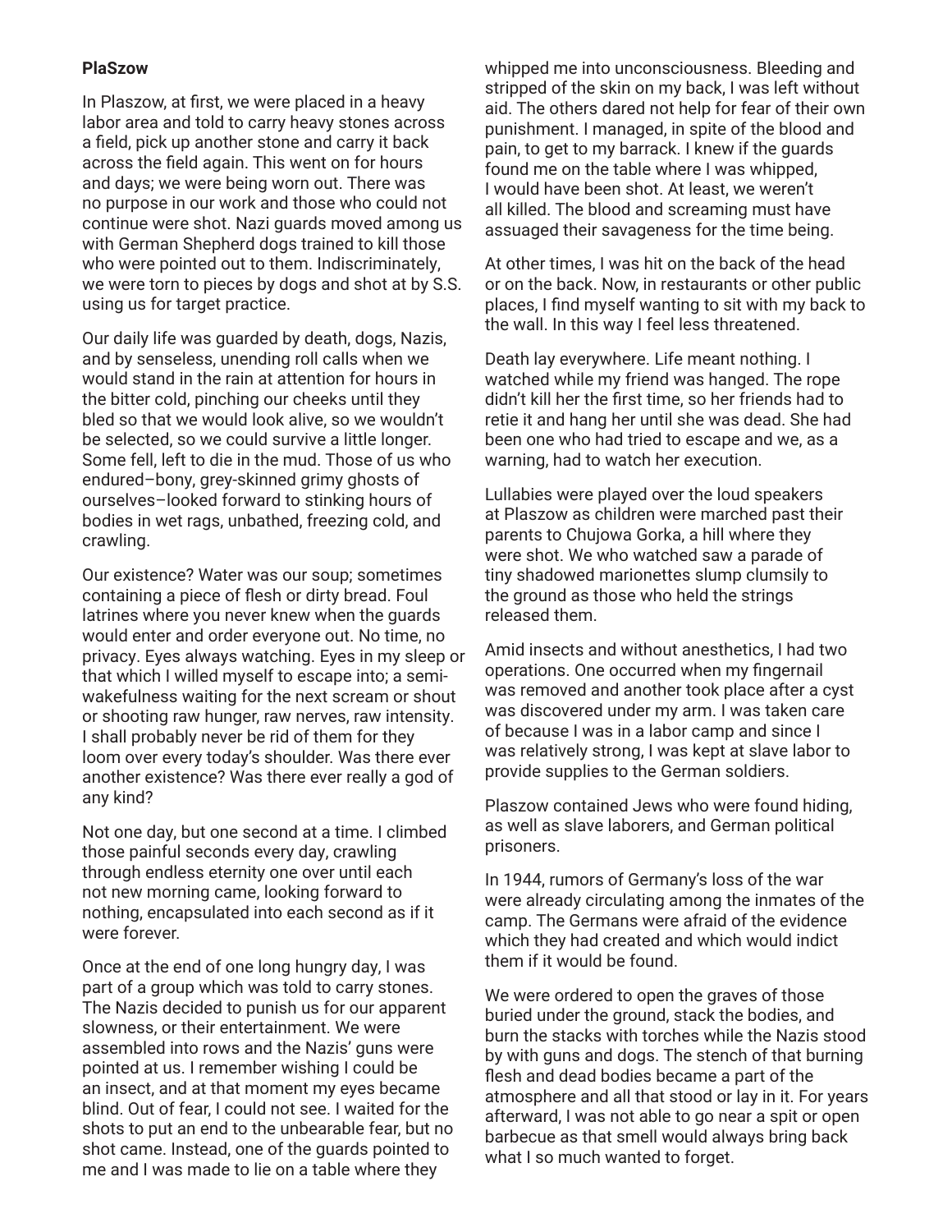**PlaSzow**

In Plaszow, at first, we were placed in a heavy labor area and told to carry heavy stones across a field, pick up another stone and carry it back across the field again. This went on for hours and days; we were being worn out. There was no purpose in our work and those who could not continue were shot. Nazi guards moved among us with German Shepherd dogs trained to kill those who were pointed out to them. Indiscriminately, we were torn to pieces by dogs and shot at by S.S. using us for target practice.

Our daily life was guarded by death, dogs, Nazis, and by senseless, unending roll calls when we would stand in the rain at attention for hours in the bitter cold, pinching our cheeks until they bled so that we would look alive, so we wouldn't be selected, so we could survive a little longer. Some fell, left to die in the mud. Those of us who endured–bony, grey-skinned grimy ghosts of ourselves–looked forward to stinking hours of bodies in wet rags, unbathed, freezing cold, and crawling.

Our existence? Water was our soup; sometimes containing a piece of flesh or dirty bread. Foul latrines where you never knew when the guards would enter and order everyone out. No time, no privacy. Eyes always watching. Eyes in my sleep or that which I willed myself to escape into; a semi-wakefulness waiting for the next scream or shout or shooting raw hunger, raw nerves, raw intensity. I shall probably never be rid of them for they loom over every today's shoulder. Was there ever another existence? Was there ever really a god of any kind?

Not one day, but one second at a time. I climbed those painful seconds every day, crawling through endless eternity one over until each not new morning came, looking forward to nothing, encapsulated into each second as if it were forever.

Once at the end of one long hungry day, I was part of a group which was told to carry stones. The Nazis decided to punish us for our apparent slowness, or their entertainment. We were assembled into rows and the Nazis' guns were pointed at us. I remember wishing I could be an insect, and at that moment my eyes became blind. Out of fear, I could not see. I waited for the shots to put an end to the unbearable fear, but no shot came. Instead, one of the guards pointed to me and I was made to lie on a table where they whipped me into unconsciousness. Bleeding and stripped of the skin on my back, I was left without aid. The others dared not help for fear of their own punishment. I managed, in spite of the blood and pain, to get to my barrack. I knew if the guards found me on the table where I was whipped, I would have been shot. At least, we weren't all killed. The blood and screaming must have assuaged their savageness for the time being.

At other times, I was hit on the back of the head or on the back. Now, in restaurants or other public places, I find myself wanting to sit with my back to the wall. In this way I feel less threatened.

Death lay everywhere. Life meant nothing. I watched while my friend was hanged. The rope didn't kill her the first time, so her friends had to retie it and hang her until she was dead. She had been one who had tried to escape and we, as a warning, had to watch her execution.

Lullabies were played over the loud speakers at Plaszow as children were marched past their parents to Chujowa Gorka, a hill where they were shot. We who watched saw a parade of tiny shadowed marionettes slump clumsily to the ground as those who held the strings released them.

Amid insects and without anesthetics, I had two operations. One occurred when my fingernail was removed and another took place after a cyst was discovered under my arm. I was taken care of because I was in a labor camp and since I was relatively strong, I was kept at slave labor to provide supplies to the German soldiers.

Plaszow contained Jews who were found hiding, as well as slave laborers, and German political prisoners.

In 1944, rumors of Germany's loss of the war were already circulating among the inmates of the camp. The Germans were afraid of the evidence which they had created and which would indict them if it would be found.

We were ordered to open the graves of those buried under the ground, stack the bodies, and burn the stacks with torches while the Nazis stood by with guns and dogs. The stench of that burning flesh and dead bodies became a part of the atmosphere and all that stood or lay in it. For years afterward, I was not able to go near a spit or open barbecue as that smell would always bring back what I so much wanted to forget.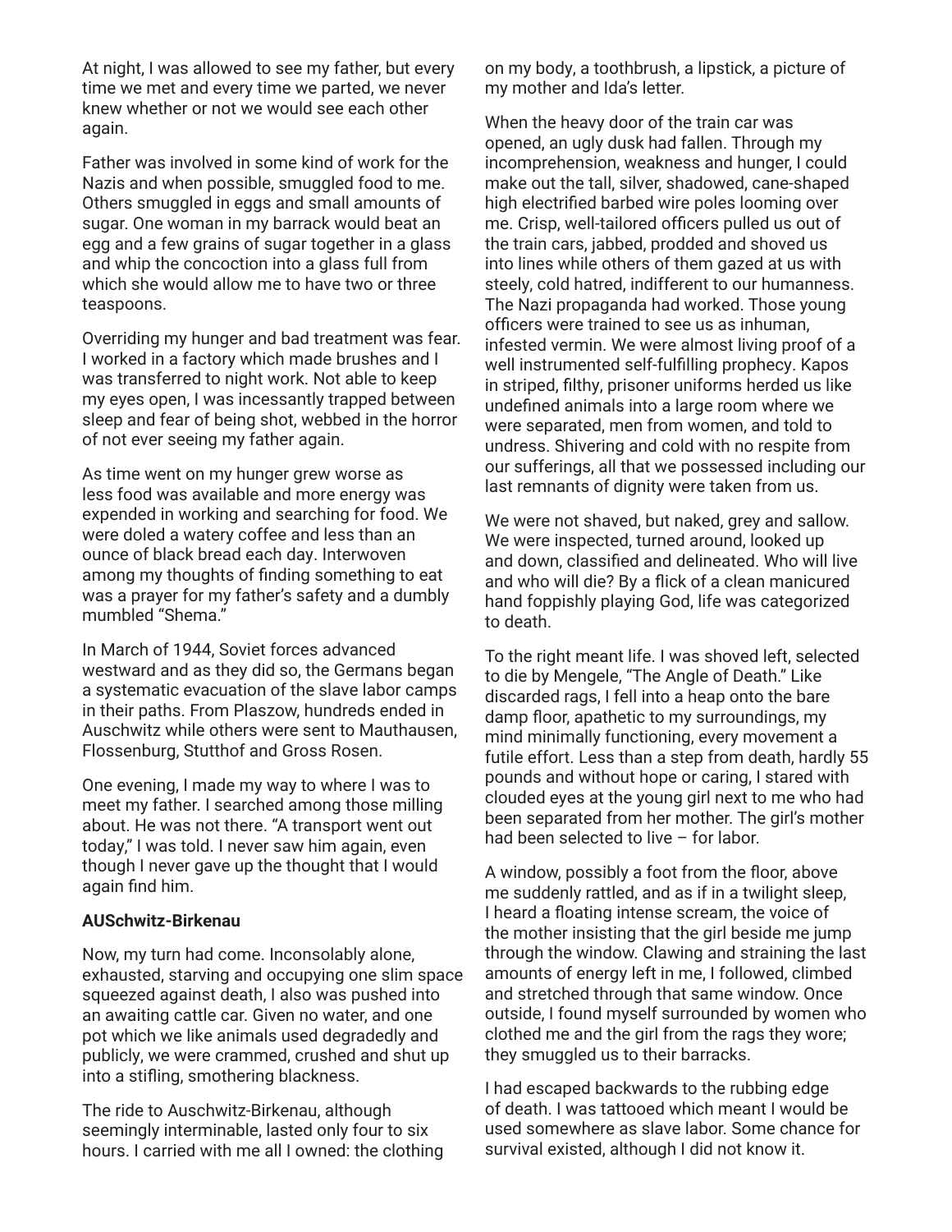At night, I was allowed to see my father, but every time we met and every time we parted, we never knew whether or not we would see each other again.

Father was involved in some kind of work for the Nazis and when possible, smuggled food to me. Others smuggled in eggs and small amounts of sugar. One woman in my barrack would beat an egg and a few grains of sugar together in a glass and whip the concoction into a glass full from which she would allow me to have two or three teaspoons.

Overriding my hunger and bad treatment was fear. I worked in a factory which made brushes and I was transferred to night work. Not able to keep my eyes open, I was incessantly trapped between sleep and fear of being shot, webbed in the horror of not ever seeing my father again.

As time went on my hunger grew worse as less food was available and more energy was expended in working and searching for food. We were doled a watery coffee and less than an ounce of black bread each day. Interwoven among my thoughts of finding something to eat was a prayer for my father's safety and a dumbly mumbled "Shema."

In March of 1944, Soviet forces advanced westward and as they did so, the Germans began a systematic evacuation of the slave labor camps in their paths. From Plaszow, hundreds ended in Auschwitz while others were sent to Mauthausen, Flossenburg, Stutthof and Gross Rosen.

One evening, I made my way to where I was to meet my father. I searched among those milling about. He was not there. "A transport went out today," I was told. I never saw him again, even though I never gave up the thought that I would again find him.

**AUSchwitz-Birkenau**

Now, my turn had come. Inconsolably alone, exhausted, starving and occupying one slim space squeezed against death, I also was pushed into an awaiting cattle car. Given no water, and one pot which we like animals used degradedly and publicly, we were crammed, crushed and shut up into a stifling, smothering blackness.

The ride to Auschwitz-Birkenau, although seemingly interminable, lasted only four to six hours. I carried with me all I owned: the clothing on my body, a toothbrush, a lipstick, a picture of my mother and Ida's letter.

When the heavy door of the train car was opened, an ugly dusk had fallen. Through my incomprehension, weakness and hunger, I could make out the tall, silver, shadowed, cane-shaped high electrified barbed wire poles looming over me. Crisp, well-tailored officers pulled us out of the train cars, jabbed, prodded and shoved us into lines while others of them gazed at us with steely, cold hatred, indifferent to our humanness. The Nazi propaganda had worked. Those young officers were trained to see us as inhuman, infested vermin. We were almost living proof of a well instrumented self-fulfilling prophecy. Kapos in striped, filthy, prisoner uniforms herded us like undefined animals into a large room where we were separated, men from women, and told to undress. Shivering and cold with no respite from our sufferings, all that we possessed including our last remnants of dignity were taken from us.

We were not shaved, but naked, grey and sallow. We were inspected, turned around, looked up and down, classified and delineated. Who will live and who will die? By a flick of a clean manicured hand foppishly playing God, life was categorized to death.

To the right meant life. I was shoved left, selected to die by Mengele, "The Angle of Death." Like discarded rags, I fell into a heap onto the bare damp floor, apathetic to my surroundings, my mind minimally functioning, every movement a futile effort. Less than a step from death, hardly 55 pounds and without hope or caring, I stared with clouded eyes at the young girl next to me who had been separated from her mother. The girl's mother had been selected to live – for labor.

A window, possibly a foot from the floor, above me suddenly rattled, and as if in a twilight sleep, I heard a floating intense scream, the voice of the mother insisting that the girl beside me jump through the window. Clawing and straining the last amounts of energy left in me, I followed, climbed and stretched through that same window. Once outside, I found myself surrounded by women who clothed me and the girl from the rags they wore; they smuggled us to their barracks.

I had escaped backwards to the rubbing edge of death. I was tattooed which meant I would be used somewhere as slave labor. Some chance for survival existed, although I did not know it.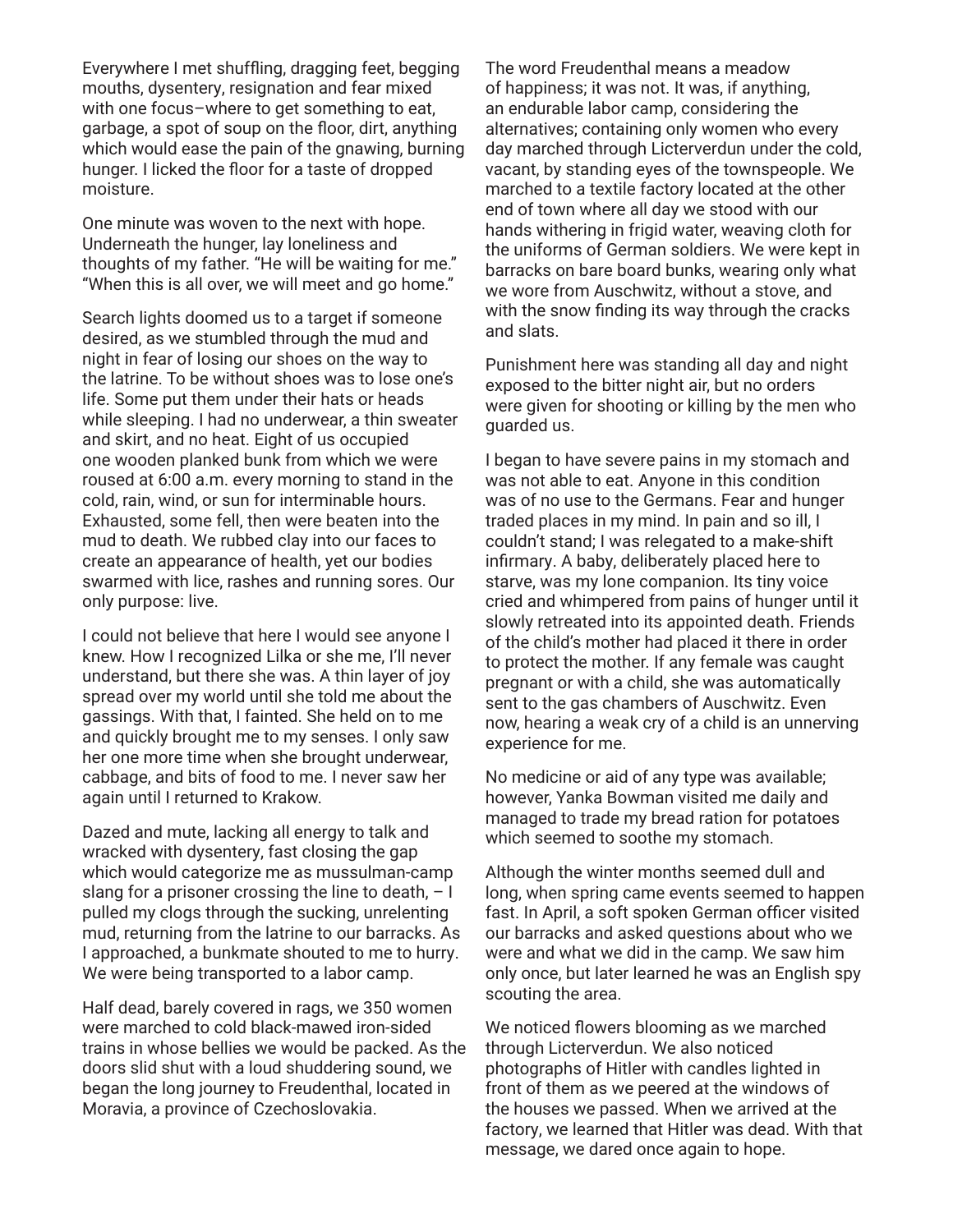Everywhere I met shuffling, dragging feet, begging mouths, dysentery, resignation and fear mixed with one focus–where to get something to eat, garbage, a spot of soup on the floor, dirt, anything which would ease the pain of the gnawing, burning hunger. I licked the floor for a taste of dropped moisture.

One minute was woven to the next with hope. Underneath the hunger, lay loneliness and thoughts of my father. "He will be waiting for me." "When this is all over, we will meet and go home."

Search lights doomed us to a target if someone desired, as we stumbled through the mud and night in fear of losing our shoes on the way to the latrine. To be without shoes was to lose one's life. Some put them under their hats or heads while sleeping. I had no underwear, a thin sweater and skirt, and no heat. Eight of us occupied one wooden planked bunk from which we were roused at 6:00 a.m. every morning to stand in the cold, rain, wind, or sun for interminable hours. Exhausted, some fell, then were beaten into the mud to death. We rubbed clay into our faces to create an appearance of health, yet our bodies swarmed with lice, rashes and running sores. Our only purpose: live.

I could not believe that here I would see anyone I knew. How I recognized Lilka or she me, I'll never understand, but there she was. A thin layer of joy spread over my world until she told me about the gassings. With that, I fainted. She held on to me and quickly brought me to my senses. I only saw her one more time when she brought underwear, cabbage, and bits of food to me. I never saw her again until I returned to Krakow.

Dazed and mute, lacking all energy to talk and wracked with dysentery, fast closing the gap which would categorize me as mussulman-camp slang for a prisoner crossing the line to death, – I pulled my clogs through the sucking, unrelenting mud, returning from the latrine to our barracks. As I approached, a bunkmate shouted to me to hurry. We were being transported to a labor camp.

Half dead, barely covered in rags, we 350 women were marched to cold black-mawed iron-sided trains in whose bellies we would be packed. As the doors slid shut with a loud shuddering sound, we began the long journey to Freudenthal, located in Moravia, a province of Czechoslovakia.

The word Freudenthal means a meadow of happiness; it was not. It was, if anything, an endurable labor camp, considering the alternatives; containing only women who every day marched through Licterverdun under the cold, vacant, by standing eyes of the townspeople. We marched to a textile factory located at the other end of town where all day we stood with our hands withering in frigid water, weaving cloth for the uniforms of German soldiers. We were kept in barracks on bare board bunks, wearing only what we wore from Auschwitz, without a stove, and with the snow finding its way through the cracks and slats.

Punishment here was standing all day and night exposed to the bitter night air, but no orders were given for shooting or killing by the men who guarded us.

I began to have severe pains in my stomach and was not able to eat. Anyone in this condition was of no use to the Germans. Fear and hunger traded places in my mind. In pain and so ill, I couldn't stand; I was relegated to a make-shift infirmary. A baby, deliberately placed here to starve, was my lone companion. Its tiny voice cried and whimpered from pains of hunger until it slowly retreated into its appointed death. Friends of the child's mother had placed it there in order to protect the mother. If any female was caught pregnant or with a child, she was automatically sent to the gas chambers of Auschwitz. Even now, hearing a weak cry of a child is an unnerving experience for me.

No medicine or aid of any type was available; however, Yanka Bowman visited me daily and managed to trade my bread ration for potatoes which seemed to soothe my stomach.

Although the winter months seemed dull and long, when spring came events seemed to happen fast. In April, a soft spoken German officer visited our barracks and asked questions about who we were and what we did in the camp. We saw him only once, but later learned he was an English spy scouting the area.

We noticed flowers blooming as we marched through Licterverdun. We also noticed photographs of Hitler with candles lighted in front of them as we peered at the windows of the houses we passed. When we arrived at the factory, we learned that Hitler was dead. With that message, we dared once again to hope.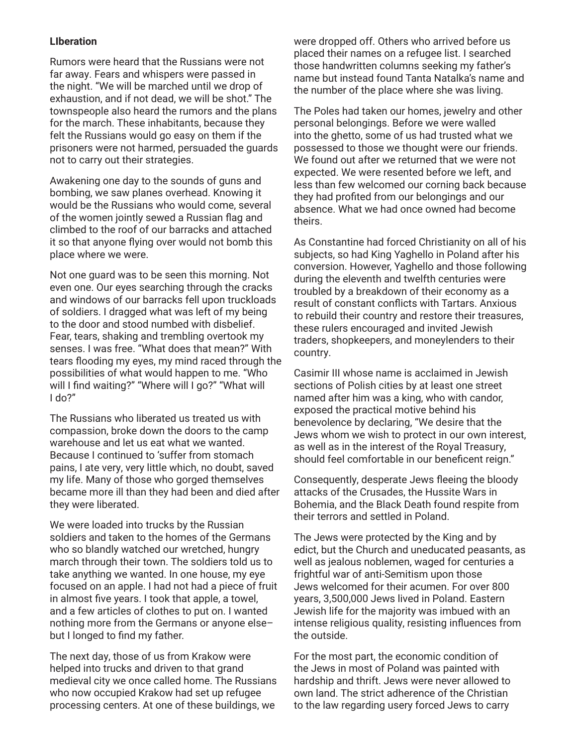**LIberation**

Rumors were heard that the Russians were not far away. Fears and whispers were passed in the night. "We will be marched until we drop of exhaustion, and if not dead, we will be shot." The townspeople also heard the rumors and the plans for the march. These inhabitants, because they felt the Russians would go easy on them if the prisoners were not harmed, persuaded the guards not to carry out their strategies.

Awakening one day to the sounds of guns and bombing, we saw planes overhead. Knowing it would be the Russians who would come, several of the women jointly sewed a Russian flag and climbed to the roof of our barracks and attached it so that anyone flying over would not bomb this place where we were.

Not one guard was to be seen this morning. Not even one. Our eyes searching through the cracks and windows of our barracks fell upon truckloads of soldiers. I dragged what was left of my being to the door and stood numbed with disbelief. Fear, tears, shaking and trembling overtook my senses. I was free. "What does that mean?" With tears flooding my eyes, my mind raced through the possibilities of what would happen to me. "Who will I find waiting?" "Where will I go?" "What will I do?"

The Russians who liberated us treated us with compassion, broke down the doors to the camp warehouse and let us eat what we wanted. Because I continued to 'suffer from stomach pains, I ate very, very little which, no doubt, saved my life. Many of those who gorged themselves became more ill than they had been and died after they were liberated.

We were loaded into trucks by the Russian soldiers and taken to the homes of the Germans who so blandly watched our wretched, hungry march through their town. The soldiers told us to take anything we wanted. In one house, my eye focused on an apple. I had not had a piece of fruit in almost five years. I took that apple, a towel, and a few articles of clothes to put on. I wanted nothing more from the Germans or anyone else– but I longed to find my father.

The next day, those of us from Krakow were helped into trucks and driven to that grand medieval city we once called home. The Russians who now occupied Krakow had set up refugee processing centers. At one of these buildings, we were dropped off. Others who arrived before us placed their names on a refugee list. I searched those handwritten columns seeking my father's name but instead found Tanta Natalka's name and the number of the place where she was living.

The Poles had taken our homes, jewelry and other personal belongings. Before we were walled into the ghetto, some of us had trusted what we possessed to those we thought were our friends. We found out after we returned that we were not expected. We were resented before we left, and less than few welcomed our corning back because they had profited from our belongings and our absence. What we had once owned had become theirs.

As Constantine had forced Christianity on all of his subjects, so had King Yaghello in Poland after his conversion. However, Yaghello and those following during the eleventh and twelfth centuries were troubled by a breakdown of their economy as a result of constant conflicts with Tartars. Anxious to rebuild their country and restore their treasures, these rulers encouraged and invited Jewish traders, shopkeepers, and moneylenders to their country.

Casimir III whose name is acclaimed in Jewish sections of Polish cities by at least one street named after him was a king, who with candor, exposed the practical motive behind his benevolence by declaring, "We desire that the Jews whom we wish to protect in our own interest, as well as in the interest of the Royal Treasury, should feel comfortable in our beneficent reign."

Consequently, desperate Jews fleeing the bloody attacks of the Crusades, the Hussite Wars in Bohemia, and the Black Death found respite from their terrors and settled in Poland.

The Jews were protected by the King and by edict, but the Church and uneducated peasants, as well as jealous noblemen, waged for centuries a frightful war of anti-Semitism upon those Jews welcomed for their acumen. For over 800 years, 3,500,000 Jews lived in Poland. Eastern Jewish life for the majority was imbued with an intense religious quality, resisting influences from the outside.

For the most part, the economic condition of the Jews in most of Poland was painted with hardship and thrift. Jews were never allowed to own land. The strict adherence of the Christian to the law regarding usery forced Jews to carry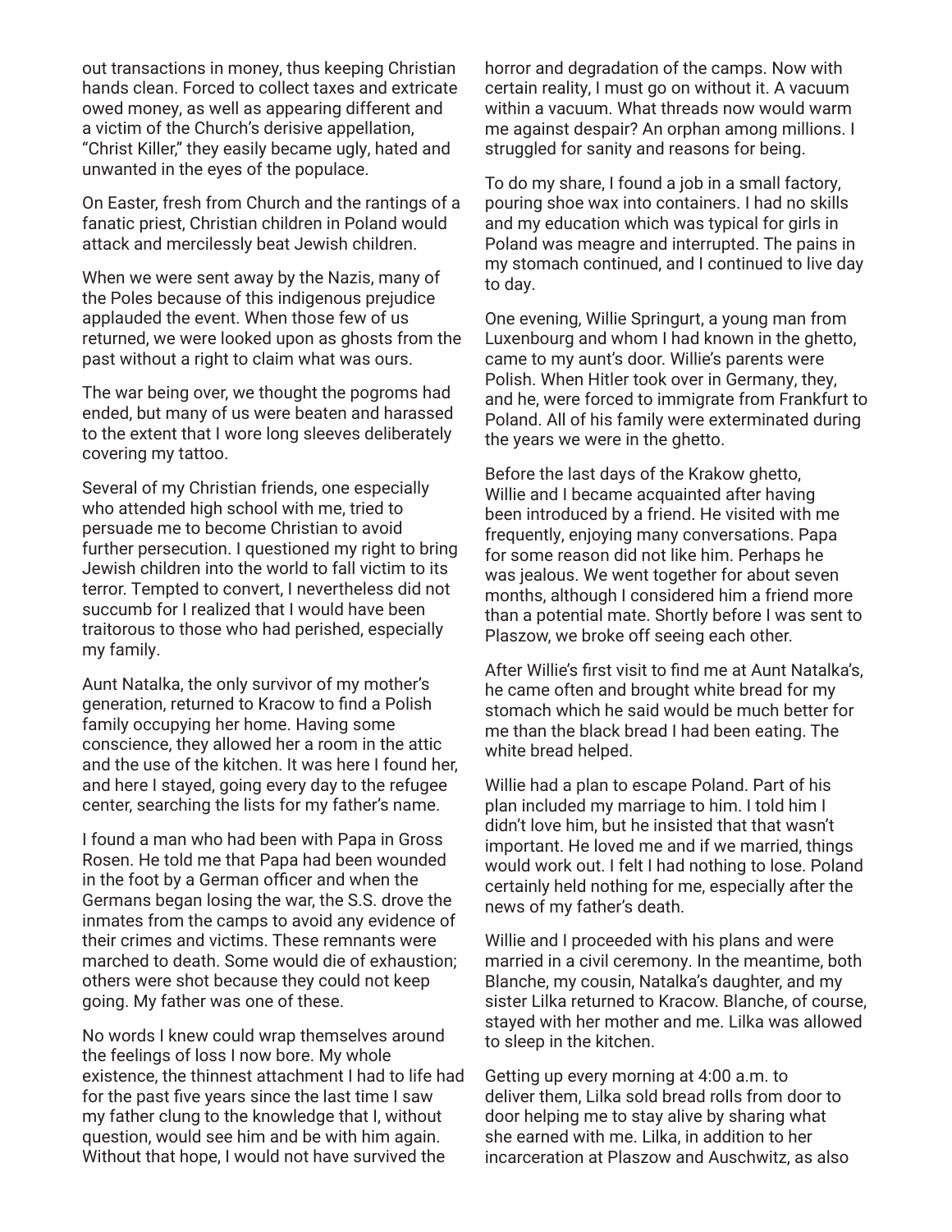out transactions in money, thus keeping Christian hands clean. Forced to collect taxes and extricate owed money, as well as appearing different and a victim of the Church's derisive appellation, "Christ Killer," they easily became ugly, hated and unwanted in the eyes of the populace.

On Easter, fresh from Church and the rantings of a fanatic priest, Christian children in Poland would attack and mercilessly beat Jewish children.

When we were sent away by the Nazis, many of the Poles because of this indigenous prejudice applauded the event. When those few of us returned, we were looked upon as ghosts from the past without a right to claim what was ours.

The war being over, we thought the pogroms had ended, but many of us were beaten and harassed to the extent that I wore long sleeves deliberately covering my tattoo.

Several of my Christian friends, one especially who attended high school with me, tried to persuade me to become Christian to avoid further persecution. I questioned my right to bring Jewish children into the world to fall victim to its terror. Tempted to convert, I nevertheless did not succumb for I realized that I would have been traitorous to those who had perished, especially my family.

Aunt Natalka, the only survivor of my mother's generation, returned to Kracow to find a Polish family occupying her home. Having some conscience, they allowed her a room in the attic and the use of the kitchen. It was here I found her, and here I stayed, going every day to the refugee center, searching the lists for my father's name.

I found a man who had been with Papa in Gross Rosen. He told me that Papa had been wounded in the foot by a German officer and when the Germans began losing the war, the S.S. drove the inmates from the camps to avoid any evidence of their crimes and victims. These remnants were marched to death. Some would die of exhaustion; others were shot because they could not keep going. My father was one of these.

No words I knew could wrap themselves around the feelings of loss I now bore. My whole existence, the thinnest attachment I had to life had for the past five years since the last time I saw my father clung to the knowledge that I, without question, would see him and be with him again. Without that hope, I would not have survived the horror and degradation of the camps. Now with certain reality, I must go on without it. A vacuum within a vacuum. What threads now would warm me against despair? An orphan among millions. I struggled for sanity and reasons for being.

To do my share, I found a job in a small factory, pouring shoe wax into containers. I had no skills and my education which was typical for girls in Poland was meagre and interrupted. The pains in my stomach continued, and I continued to live day to day.

One evening, Willie Springurt, a young man from Luxenbourg and whom I had known in the ghetto, came to my aunt's door. Willie's parents were Polish. When Hitler took over in Germany, they, and he, were forced to immigrate from Frankfurt to Poland. All of his family were exterminated during the years we were in the ghetto.

Before the last days of the Krakow ghetto, Willie and I became acquainted after having been introduced by a friend. He visited with me frequently, enjoying many conversations. Papa for some reason did not like him. Perhaps he was jealous. We went together for about seven months, although I considered him a friend more than a potential mate. Shortly before I was sent to Plaszow, we broke off seeing each other.

After Willie's first visit to find me at Aunt Natalka's, he came often and brought white bread for my stomach which he said would be much better for me than the black bread I had been eating. The white bread helped.

Willie had a plan to escape Poland. Part of his plan included my marriage to him. I told him I didn't love him, but he insisted that that wasn't important. He loved me and if we married, things would work out. I felt I had nothing to lose. Poland certainly held nothing for me, especially after the news of my father's death.

Willie and I proceeded with his plans and were married in a civil ceremony. In the meantime, both Blanche, my cousin, Natalka's daughter, and my sister Lilka returned to Kracow. Blanche, of course, stayed with her mother and me. Lilka was allowed to sleep in the kitchen.

Getting up every morning at 4:00 a.m. to deliver them, Lilka sold bread rolls from door to door helping me to stay alive by sharing what she earned with me. Lilka, in addition to her incarceration at Plaszow and Auschwitz, as also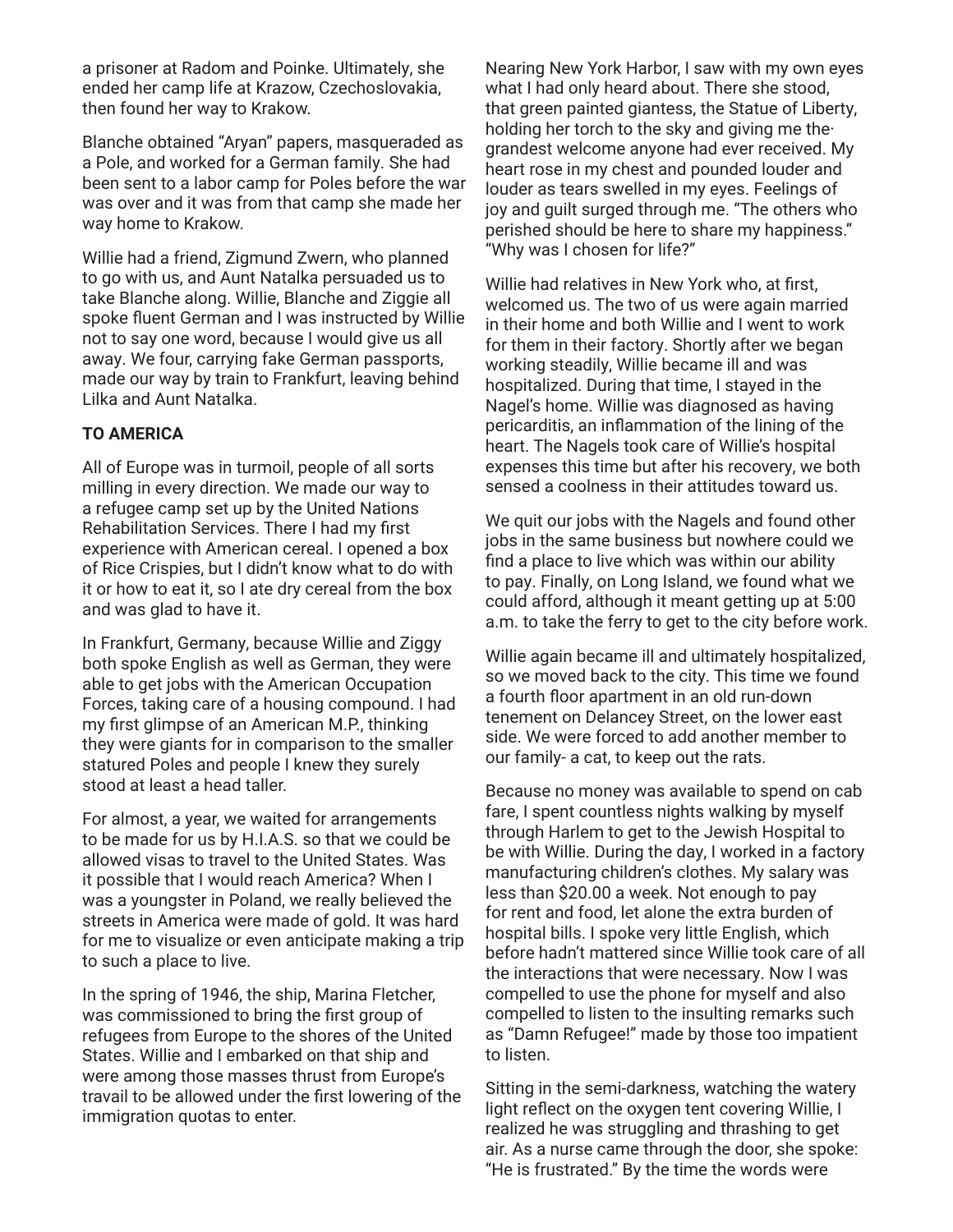a prisoner at Radom and Poinke. Ultimately, she ended her camp life at Krazow, Czechoslovakia, then found her way to Krakow.

Blanche obtained "Aryan" papers, masqueraded as a Pole, and worked for a German family. She had been sent to a labor camp for Poles before the war was over and it was from that camp she made her way home to Krakow.

Willie had a friend, Zigmund Zwern, who planned to go with us, and Aunt Natalka persuaded us to take Blanche along. Willie, Blanche and Ziggie all spoke fluent German and I was instructed by Willie not to say one word, because I would give us all away. We four, carrying fake German passports, made our way by train to Frankfurt, leaving behind Lilka and Aunt Natalka.

**TO AMERICA**

All of Europe was in turmoil, people of all sorts milling in every direction. We made our way to a refugee camp set up by the United Nations Rehabilitation Services. There I had my first experience with American cereal. I opened a box of Rice Crispies, but I didn't know what to do with it or how to eat it, so I ate dry cereal from the box and was glad to have it.

In Frankfurt, Germany, because Willie and Ziggy both spoke English as well as German, they were able to get jobs with the American Occupation Forces, taking care of a housing compound. I had my first glimpse of an American M.P., thinking they were giants for in comparison to the smaller statured Poles and people I knew they surely stood at least a head taller.

For almost, a year, we waited for arrangements to be made for us by H.I.A.S. so that we could be allowed visas to travel to the United States. Was it possible that I would reach America? When I was a youngster in Poland, we really believed the streets in America were made of gold. It was hard for me to visualize or even anticipate making a trip to such a place to live.

In the spring of 1946, the ship, Marina Fletcher, was commissioned to bring the first group of refugees from Europe to the shores of the United States. Willie and I embarked on that ship and were among those masses thrust from Europe's travail to be allowed under the first lowering of the immigration quotas to enter.

Nearing New York Harbor, I saw with my own eyes what I had only heard about. There she stood, that green painted giantess, the Statue of Liberty, holding her torch to the sky and giving me the grandest welcome anyone had ever received. My heart rose in my chest and pounded louder and louder as tears swelled in my eyes. Feelings of joy and guilt surged through me. "The others who perished should be here to share my happiness." "Why was I chosen for life?"

Willie had relatives in New York who, at first, welcomed us. The two of us were again married in their home and both Willie and I went to work for them in their factory. Shortly after we began working steadily, Willie became ill and was hospitalized. During that time, I stayed in the Nagel's home. Willie was diagnosed as having pericarditis, an inflammation of the lining of the heart. The Nagels took care of Willie's hospital expenses this time but after his recovery, we both sensed a coolness in their attitudes toward us.

We quit our jobs with the Nagels and found other jobs in the same business but nowhere could we find a place to live which was within our ability to pay. Finally, on Long Island, we found what we could afford, although it meant getting up at 5:00 a.m. to take the ferry to get to the city before work.

Willie again became ill and ultimately hospitalized, so we moved back to the city. This time we found a fourth floor apartment in an old run-down tenement on Delancey Street, on the lower east side. We were forced to add another member to our family- a cat, to keep out the rats.

Because no money was available to spend on cab fare, I spent countless nights walking by myself through Harlem to get to the Jewish Hospital to be with Willie. During the day, I worked in a factory manufacturing children's clothes. My salary was less than $20.00 a week. Not enough to pay for rent and food, let alone the extra burden of hospital bills. I spoke very little English, which before hadn't mattered since Willie took care of all the interactions that were necessary. Now I was compelled to use the phone for myself and also compelled to listen to the insulting remarks such as "Damn Refugee!" made by those too impatient to listen.

Sitting in the semi-darkness, watching the watery light reflect on the oxygen tent covering Willie, I realized he was struggling and thrashing to get air. As a nurse came through the door, she spoke: "He is frustrated." By the time the words were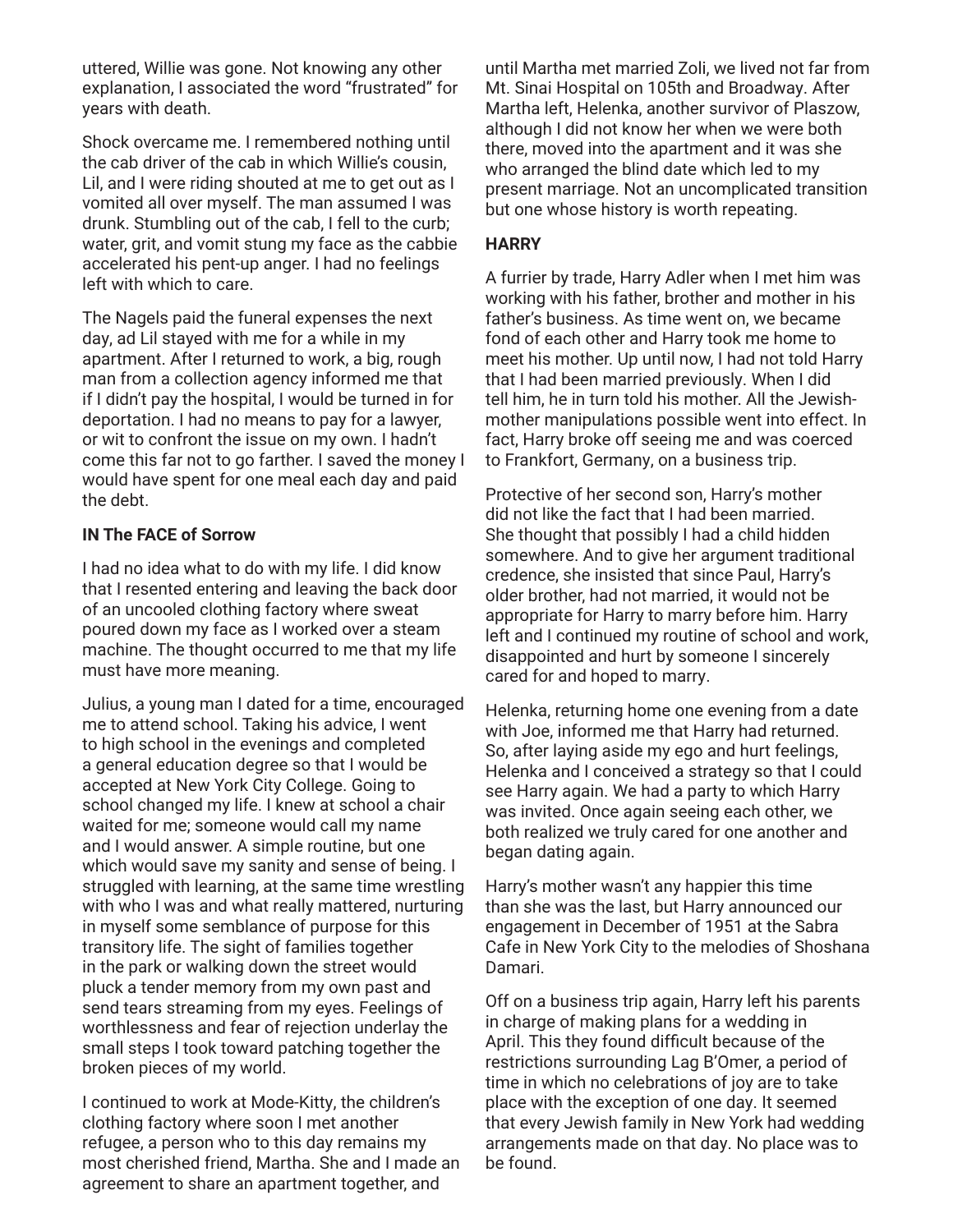uttered, Willie was gone. Not knowing any other explanation, I associated the word "frustrated" for years with death.

Shock overcame me. I remembered nothing until the cab driver of the cab in which Willie's cousin, Lil, and I were riding shouted at me to get out as I vomited all over myself. The man assumed I was drunk. Stumbling out of the cab, I fell to the curb; water, grit, and vomit stung my face as the cabbie accelerated his pent-up anger. I had no feelings left with which to care.

The Nagels paid the funeral expenses the next day, ad Lil stayed with me for a while in my apartment. After I returned to work, a big, rough man from a collection agency informed me that if I didn't pay the hospital, I would be turned in for deportation. I had no means to pay for a lawyer, or wit to confront the issue on my own. I hadn't come this far not to go farther. I saved the money I would have spent for one meal each day and paid the debt.

**IN The FACE of Sorrow**

I had no idea what to do with my life. I did know that I resented entering and leaving the back door of an uncooled clothing factory where sweat poured down my face as I worked over a steam machine. The thought occurred to me that my life must have more meaning.

Julius, a young man I dated for a time, encouraged me to attend school. Taking his advice, I went to high school in the evenings and completed a general education degree so that I would be accepted at New York City College. Going to school changed my life. I knew at school a chair waited for me; someone would call my name and I would answer. A simple routine, but one which would save my sanity and sense of being. I struggled with learning, at the same time wrestling with who I was and what really mattered, nurturing in myself some semblance of purpose for this transitory life. The sight of families together in the park or walking down the street would pluck a tender memory from my own past and send tears streaming from my eyes. Feelings of worthlessness and fear of rejection underlay the small steps I took toward patching together the broken pieces of my world.

I continued to work at Mode-Kitty, the children's clothing factory where soon I met another refugee, a person who to this day remains my most cherished friend, Martha. She and I made an agreement to share an apartment together, and until Martha met married Zoli, we lived not far from Mt. Sinai Hospital on 105th and Broadway. After Martha left, Helenka, another survivor of Plaszow, although I did not know her when we were both there, moved into the apartment and it was she who arranged the blind date which led to my present marriage. Not an uncomplicated transition but one whose history is worth repeating.

**HARRY**

A furrier by trade, Harry Adler when I met him was working with his father, brother and mother in his father's business. As time went on, we became fond of each other and Harry took me home to meet his mother. Up until now, I had not told Harry that I had been married previously. When I did tell him, he in turn told his mother. All the Jewish-mother manipulations possible went into effect. In fact, Harry broke off seeing me and was coerced to Frankfort, Germany, on a business trip.

Protective of her second son, Harry's mother did not like the fact that I had been married. She thought that possibly I had a child hidden somewhere. And to give her argument traditional credence, she insisted that since Paul, Harry's older brother, had not married, it would not be appropriate for Harry to marry before him. Harry left and I continued my routine of school and work, disappointed and hurt by someone I sincerely cared for and hoped to marry.

Helenka, returning home one evening from a date with Joe, informed me that Harry had returned. So, after laying aside my ego and hurt feelings, Helenka and I conceived a strategy so that I could see Harry again. We had a party to which Harry was invited. Once again seeing each other, we both realized we truly cared for one another and began dating again.

Harry's mother wasn't any happier this time than she was the last, but Harry announced our engagement in December of 1951 at the Sabra Cafe in New York City to the melodies of Shoshana Damari.

Off on a business trip again, Harry left his parents in charge of making plans for a wedding in April. This they found difficult because of the restrictions surrounding Lag B'Omer, a period of time in which no celebrations of joy are to take place with the exception of one day. It seemed that every Jewish family in New York had wedding arrangements made on that day. No place was to be found.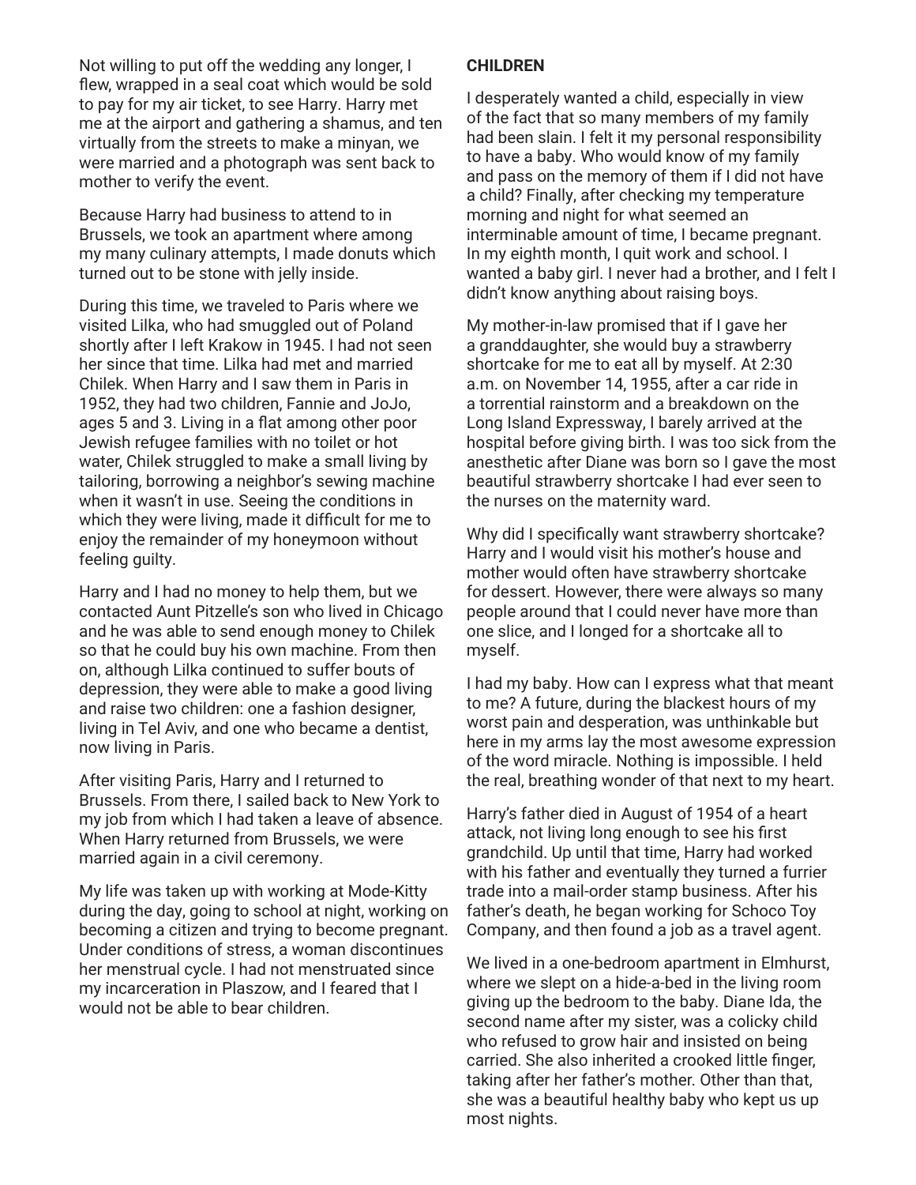Not willing to put off the wedding any longer, I flew, wrapped in a seal coat which would be sold to pay for my air ticket, to see Harry. Harry met me at the airport and gathering a shamus, and ten virtually from the streets to make a minyan, we were married and a photograph was sent back to mother to verify the event.

Because Harry had business to attend to in Brussels, we took an apartment where among my many culinary attempts, I made donuts which turned out to be stone with jelly inside.

During this time, we traveled to Paris where we visited Lilka, who had smuggled out of Poland shortly after I left Krakow in 1945. I had not seen her since that time. Lilka had met and married Chilek. When Harry and I saw them in Paris in 1952, they had two children, Fannie and JoJo, ages 5 and 3. Living in a flat among other poor Jewish refugee families with no toilet or hot water, Chilek struggled to make a small living by tailoring, borrowing a neighbor's sewing machine when it wasn't in use. Seeing the conditions in which they were living, made it difficult for me to enjoy the remainder of my honeymoon without feeling guilty.

Harry and I had no money to help them, but we contacted Aunt Pitzelle's son who lived in Chicago and he was able to send enough money to Chilek so that he could buy his own machine. From then on, although Lilka continued to suffer bouts of depression, they were able to make a good living and raise two children: one a fashion designer, living in Tel Aviv, and one who became a dentist, now living in Paris.

After visiting Paris, Harry and I returned to Brussels. From there, I sailed back to New York to my job from which I had taken a leave of absence. When Harry returned from Brussels, we were married again in a civil ceremony.

My life was taken up with working at Mode-Kitty during the day, going to school at night, working on becoming a citizen and trying to become pregnant. Under conditions of stress, a woman discontinues her menstrual cycle. I had not menstruated since my incarceration in Plaszow, and I feared that I would not be able to bear children.

**CHILDREN**

I desperately wanted a child, especially in view of the fact that so many members of my family had been slain. I felt it my personal responsibility to have a baby. Who would know of my family and pass on the memory of them if I did not have a child? Finally, after checking my temperature morning and night for what seemed an interminable amount of time, I became pregnant. In my eighth month, I quit work and school. I wanted a baby girl. I never had a brother, and I felt I didn't know anything about raising boys.

My mother-in-law promised that if I gave her a granddaughter, she would buy a strawberry shortcake for me to eat all by myself. At 2:30 a.m. on November 14, 1955, after a car ride in a torrential rainstorm and a breakdown on the Long Island Expressway, I barely arrived at the hospital before giving birth. I was too sick from the anesthetic after Diane was born so I gave the most beautiful strawberry shortcake I had ever seen to the nurses on the maternity ward.

Why did I specifically want strawberry shortcake? Harry and I would visit his mother's house and mother would often have strawberry shortcake for dessert. However, there were always so many people around that I could never have more than one slice, and I longed for a shortcake all to myself.

I had my baby. How can I express what that meant to me? A future, during the blackest hours of my worst pain and desperation, was unthinkable but here in my arms lay the most awesome expression of the word miracle. Nothing is impossible. I held the real, breathing wonder of that next to my heart.

Harry's father died in August of 1954 of a heart attack, not living long enough to see his first grandchild. Up until that time, Harry had worked with his father and eventually they turned a furrier trade into a mail-order stamp business. After his father's death, he began working for Schoco Toy Company, and then found a job as a travel agent.

We lived in a one-bedroom apartment in Elmhurst, where we slept on a hide-a-bed in the living room giving up the bedroom to the baby. Diane Ida, the second name after my sister, was a colicky child who refused to grow hair and insisted on being carried. She also inherited a crooked little finger, taking after her father's mother. Other than that, she was a beautiful healthy baby who kept us up most nights.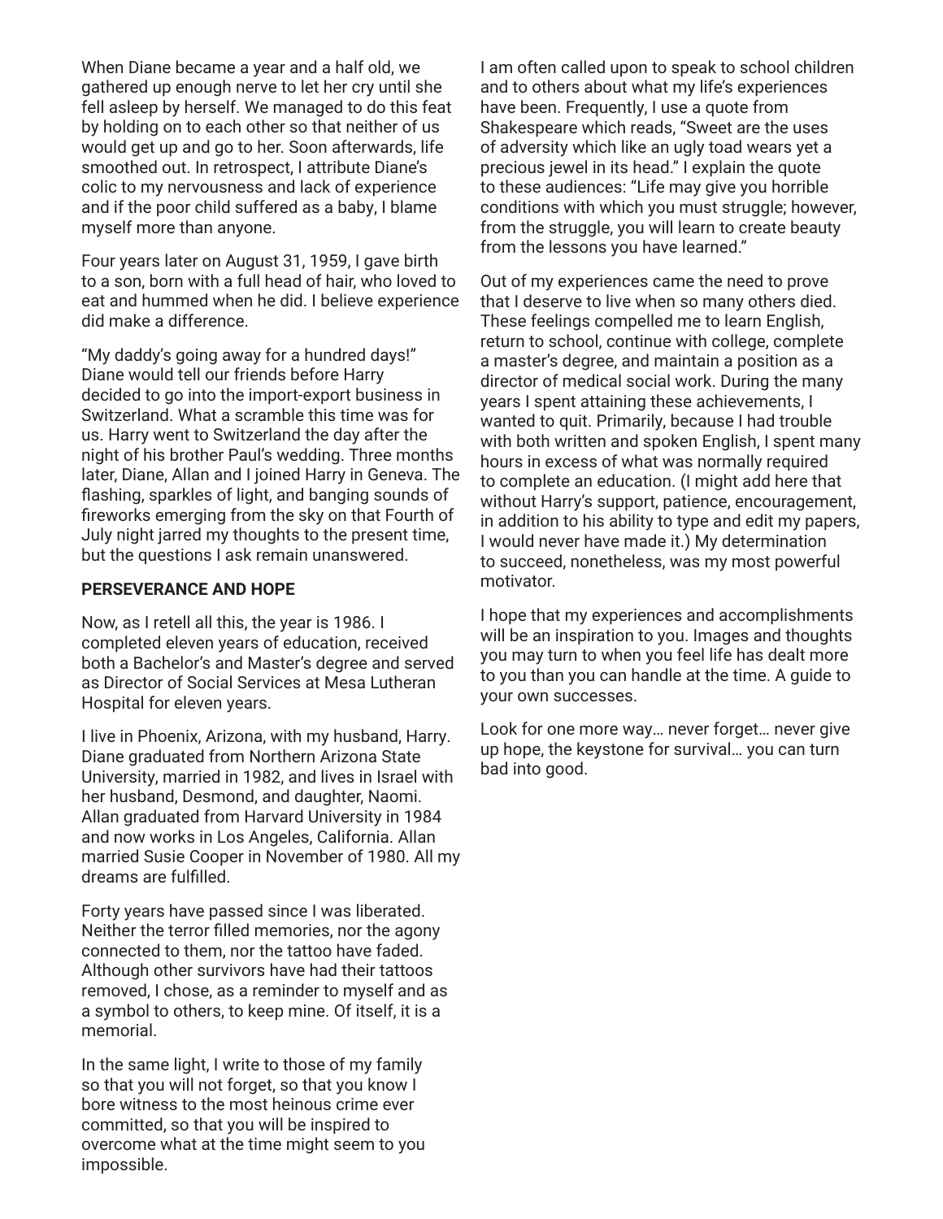When Diane became a year and a half old, we gathered up enough nerve to let her cry until she fell asleep by herself. We managed to do this feat by holding on to each other so that neither of us would get up and go to her. Soon afterwards, life smoothed out. In retrospect, I attribute Diane's colic to my nervousness and lack of experience and if the poor child suffered as a baby, I blame myself more than anyone.

Four years later on August 31, 1959, I gave birth to a son, born with a full head of hair, who loved to eat and hummed when he did. I believe experience did make a difference.

"My daddy's going away for a hundred days!" Diane would tell our friends before Harry decided to go into the import-export business in Switzerland. What a scramble this time was for us. Harry went to Switzerland the day after the night of his brother Paul's wedding. Three months later, Diane, Allan and I joined Harry in Geneva. The flashing, sparkles of light, and banging sounds of fireworks emerging from the sky on that Fourth of July night jarred my thoughts to the present time, but the questions I ask remain unanswered.

**PERSEVERANCE AND HOPE**

Now, as I retell all this, the year is 1986. I completed eleven years of education, received both a Bachelor's and Master's degree and served as Director of Social Services at Mesa Lutheran Hospital for eleven years.

I live in Phoenix, Arizona, with my husband, Harry. Diane graduated from Northern Arizona State University, married in 1982, and lives in Israel with her husband, Desmond, and daughter, Naomi. Allan graduated from Harvard University in 1984 and now works in Los Angeles, California. Allan married Susie Cooper in November of 1980. All my dreams are fulfilled.

Forty years have passed since I was liberated. Neither the terror filled memories, nor the agony connected to them, nor the tattoo have faded. Although other survivors have had their tattoos removed, I chose, as a reminder to myself and as a symbol to others, to keep mine. Of itself, it is a memorial.

In the same light, I write to those of my family so that you will not forget, so that you know I bore witness to the most heinous crime ever committed, so that you will be inspired to overcome what at the time might seem to you impossible.

I am often called upon to speak to school children and to others about what my life's experiences have been. Frequently, I use a quote from Shakespeare which reads, "Sweet are the uses of adversity which like an ugly toad wears yet a precious jewel in its head." I explain the quote to these audiences: "Life may give you horrible conditions with which you must struggle; however, from the struggle, you will learn to create beauty from the lessons you have learned."

Out of my experiences came the need to prove that I deserve to live when so many others died. These feelings compelled me to learn English, return to school, continue with college, complete a master's degree, and maintain a position as a director of medical social work. During the many years I spent attaining these achievements, I wanted to quit. Primarily, because I had trouble with both written and spoken English, I spent many hours in excess of what was normally required to complete an education. (I might add here that without Harry's support, patience, encouragement, in addition to his ability to type and edit my papers, I would never have made it.) My determination to succeed, nonetheless, was my most powerful motivator.

I hope that my experiences and accomplishments will be an inspiration to you. Images and thoughts you may turn to when you feel life has dealt more to you than you can handle at the time. A guide to your own successes.

Look for one more way… never forget… never give up hope, the keystone for survival… you can turn bad into good.